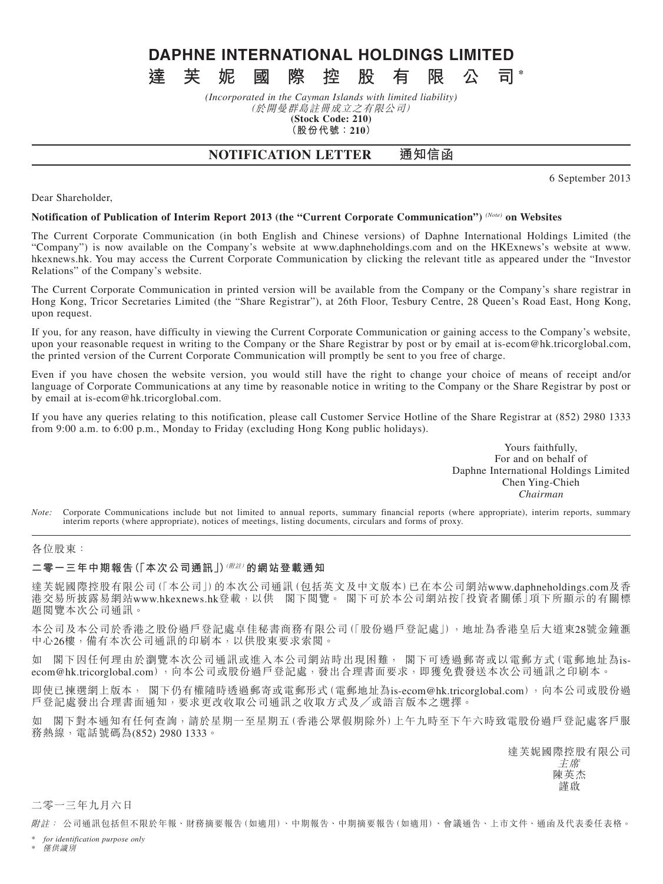# DAPHNE INTERNATIONAL HOLDINGS LIMITED

# 達芙妮國際控股有限公司*

*(Incorporated in the Cayman Islands with limited liability)*
*(於開曼群島註冊成立之有限公司)*
**(Stock Code: 210)**
**(股份代號：210)**

## NOTIFICATION LETTER 通知信函

6 September 2013

Dear Shareholder,

**Notification of Publication of Interim Report 2013 (the "Current Corporate Communication")** *(Note)* **on Websites**

The Current Corporate Communication (in both English and Chinese versions) of Daphne International Holdings Limited (the "Company") is now available on the Company's website at www.daphneholdings.com and on the HKExnews's website at www.hkexnews.hk. You may access the Current Corporate Communication by clicking the relevant title as appeared under the "Investor Relations" of the Company's website.

The Current Corporate Communication in printed version will be available from the Company or the Company's share registrar in Hong Kong, Tricor Secretaries Limited (the "Share Registrar"), at 26th Floor, Tesbury Centre, 28 Queen's Road East, Hong Kong, upon request.

If you, for any reason, have difficulty in viewing the Current Corporate Communication or gaining access to the Company's website, upon your reasonable request in writing to the Company or the Share Registrar by post or by email at is-ecom@hk.tricorglobal.com, the printed version of the Current Corporate Communication will promptly be sent to you free of charge.

Even if you have chosen the website version, you would still have the right to change your choice of means of receipt and/or language of Corporate Communications at any time by reasonable notice in writing to the Company or the Share Registrar by post or by email at is-ecom@hk.tricorglobal.com.

If you have any queries relating to this notification, please call Customer Service Hotline of the Share Registrar at (852) 2980 1333 from 9:00 a.m. to 6:00 p.m., Monday to Friday (excluding Hong Kong public holidays).

Yours faithfully,
For and on behalf of
Daphne International Holdings Limited
Chen Ying-Chieh
*Chairman*

*Note:* Corporate Communications include but not limited to annual reports, summary financial reports (where appropriate), interim reports, summary interim reports (where appropriate), notices of meetings, listing documents, circulars and forms of proxy.

---

各位股東：

**二零一三年中期報告(「本次公司通訊」)** *(附註)* **的網站登載通知**

達芙妮國際控股有限公司(「本公司」)的本次公司通訊(包括英文及中文版本)已在本公司網站www.daphneholdings.com及香港交易所披露易網站www.hkexnews.hk登載，以供 閣下閱覽。 閣下可於本公司網站按「投資者關係」項下所顯示的有關標題閱覽本次公司通訊。

本公司及本公司於香港之股份過戶登記處卓佳秘書商務有限公司(「股份過戶登記處」)，地址為香港皇后大道東28號金鐘滙中心26樓，備有本次公司通訊的印刷本，以供股東要求索閱。

如 閣下因任何理由於瀏覽本次公司通訊或進入本公司網站時出現困難， 閣下可透過郵寄或以電郵方式(電郵地址為is-ecom@hk.tricorglobal.com)，向本公司或股份過戶登記處，發出合理書面要求，即獲免費發送本次公司通訊之印刷本。

即使已揀選網上版本， 閣下仍有權隨時透過郵寄或電郵形式(電郵地址為is-ecom@hk.tricorglobal.com)，向本公司或股份過戶登記處發出合理書面通知，要求更改收取公司通訊之收取方式及╱或語言版本之選擇。

如 閣下對本通知有任何查詢，請於星期一至星期五(香港公眾假期除外)上午九時至下午六時致電股份過戶登記處客戶服務熱線，電話號碼為(852) 2980 1333。

達芙妮國際控股有限公司
*主席*
陳英杰
謹啟

二零一三年九月六日

*附註：* 公司通訊包括但不限於年報、財務摘要報告(如適用)、中期報告、中期摘要報告(如適用)、會議通告、上市文件、通函及代表委任表格。

\* *for identification purpose only*
\* *僅供識別*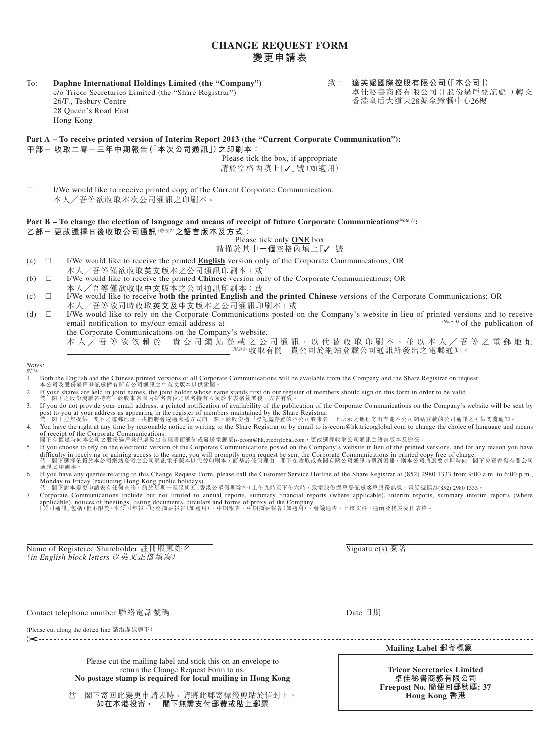# CHANGE REQUEST FORM
# 變更申請表

To: **Daphne International Holdings Limited (the "Company")**
c/o Tricor Secretaries Limited (the "Share Registrar")
26/F., Tesbury Centre
28 Queen's Road East
Hong Kong

致： **達芙妮國際控股有限公司(「本公司」)**
卓佳秘書商務有限公司(「股份過戶登記處」)轉交
香港皇后大道東28號金鐘滙中心26樓

**Part A – To receive printed version of Interim Report 2013 (the "Current Corporate Communication"):**
**甲部－ 收取二零一三年中期報告(「本次公司通訊」)之印刷本：**

Please tick the box, if appropriate
請於空格內填上「✓」號(如適用)

☐ I/We would like to receive printed copy of the Current Corporate Communication.
本人／吾等欲收取本次公司通訊之印刷本。

**Part B – To change the election of language and means of receipt of future Corporate Communications** *(Note 7)***:**
**乙部－ 更改選擇日後收取公司通訊** *(附註7)* **之語言版本及方式：**

Please tick only **ONE** box
請僅於其中**一個**空格內填上「✓」號

(a) ☐ I/We would like to receive the printed **English** version only of the Corporate Communications; OR
本人／吾等僅欲收取**英文**版本之公司通訊印刷本；或

(b) ☐ I/We would like to receive the printed **Chinese** version only of the Corporate Communications; OR
本人／吾等僅欲收取**中文**版本之公司通訊印刷本；或

(c) ☐ I/We would like to receive **both the printed English and the printed Chinese** versions of the Corporate Communications; OR
本人／吾等欲同時收取**英文及中文**版本之公司通訊印刷本；或

(d) ☐ I/We would like to rely on the Corporate Communications posted on the Company's website in lieu of printed versions and to receive email notification to my/our email address at ______________________ *(Note 5)* of the publication of the Corporate Communications on the Company's website.
本人／吾等欲依賴於 貴公司網站登載之公司通訊，以代替收取印刷本，並以本人／吾等之電郵地址 ______________________ *(附註5)* 收取有關 貴公司於網站登載公司通訊所發出之電郵通知。

*Notes:*
*附註：*

1. Both the English and the Chinese printed versions of all Corporate Communications will be available from the Company and the Share Registrar on request.
本公司及股份過戶登記處備有所有公司通訊之中英文版本以供索閱。
2. If your shares are held in joint names, the joint holder whose name stands first on our register of members should sign on this form in order to be valid.
倘 閣下之股份屬聯名持有，於股東名冊內排名首位之聯名持有人須於本表格簽署後，方告有效。
3. If you do not provide your email address, a printed notification of availability of the publication of the Corporate Communications on the Company's website will be sent by post to you at your address as appearing in the register of members maintained by the Share Registrar.
倘 閣下並無提供 閣下之電郵地址，我們將會透過郵遞方式向 閣下於股份過戶登記處存置的本公司股東名冊上所示之地址寄出有關本公司網站登載的公司通訊之可供閱覽通知。
4. You have the right at any time by reasonable notice in writing to the Share Registrar or by email to is-ecom@hk.tricorglobal.com to change the choice of language and means of receipt of the Corporate Communications.
閣下有權隨時向本公司之股份過戶登記處發出合理書面通知或發送電郵至is-ecom@hk.tricorglobal.com，更改選擇收取公司通訊之語言版本及途徑。
5. If you choose to rely on the electronic version of the Corporate Communications posted on the Company's website in lieu of the printed versions, and for any reason you have difficulty in receiving or gaining access to the same, you will promptly upon request be sent the Corporate Communications in printed copy free of charge.
倘 閣下選擇依賴於本公司網站登載之公司通訊電子版本以代替印刷本，而基於任何理由 閣下在收取或查閱有關公司通訊時遇到困難，則本公司將應要求即時向 閣下免費寄發有關公司通訊之印刷本。
6. If you have any queries relating to this Change Request Form, please call the Customer Service Hotline of the Share Registrar at (852) 2980 1333 from 9:00 a.m. to 6:00 p.m., Monday to Friday (excluding Hong Kong public holidays).
倘 閣下對本變更申請表有任何查詢，請於星期一至星期五(香港公眾假期除外)上午九時至下午六時，致電股份過戶登記處客戶服務熱線，電話號碼為(852) 2980 1333。
7. Corporate Communications include but not limited to annual reports, summary financial reports (where applicable), interim reports, summary interim reports (where applicable), notices of meetings, listing documents, circulars and forms of proxy of the Company.
「公司通訊」包括(但不限於)本公司年報、財務摘要報告(如適用)、中期報告、中期摘要報告(如適用)、會議通告、上市文件、通函及代表委任表格。

______________________
Name of Registered Shareholder 註冊股東姓名
*(in English block letters 以英文正楷填寫)*

______________________
Signature(s) 簽署

______________________
Contact telephone number 聯絡電話號碼

______________________
Date 日期

(Please cut along the dotted line 請沿虛線剪下)

✂- - - - - - - - - - - - - - - - - - - - - - - - - - - - - - - - - - - - - - - - - -

Please cut the mailing label and stick this on an envelope to return the Change Request Form to us.
**No postage stamp is required for local mailing in Hong Kong**

當 閣下寄回此變更申請表時，請將此郵寄標籤剪貼於信封上。
**如在本港投寄， 閣下無需支付郵費或貼上郵票**

**Mailing Label 郵寄標籤**

**Tricor Secretaries Limited**
**卓佳秘書商務有限公司**
**Freepost No. 簡便回郵號碼: 37**
**Hong Kong 香港**